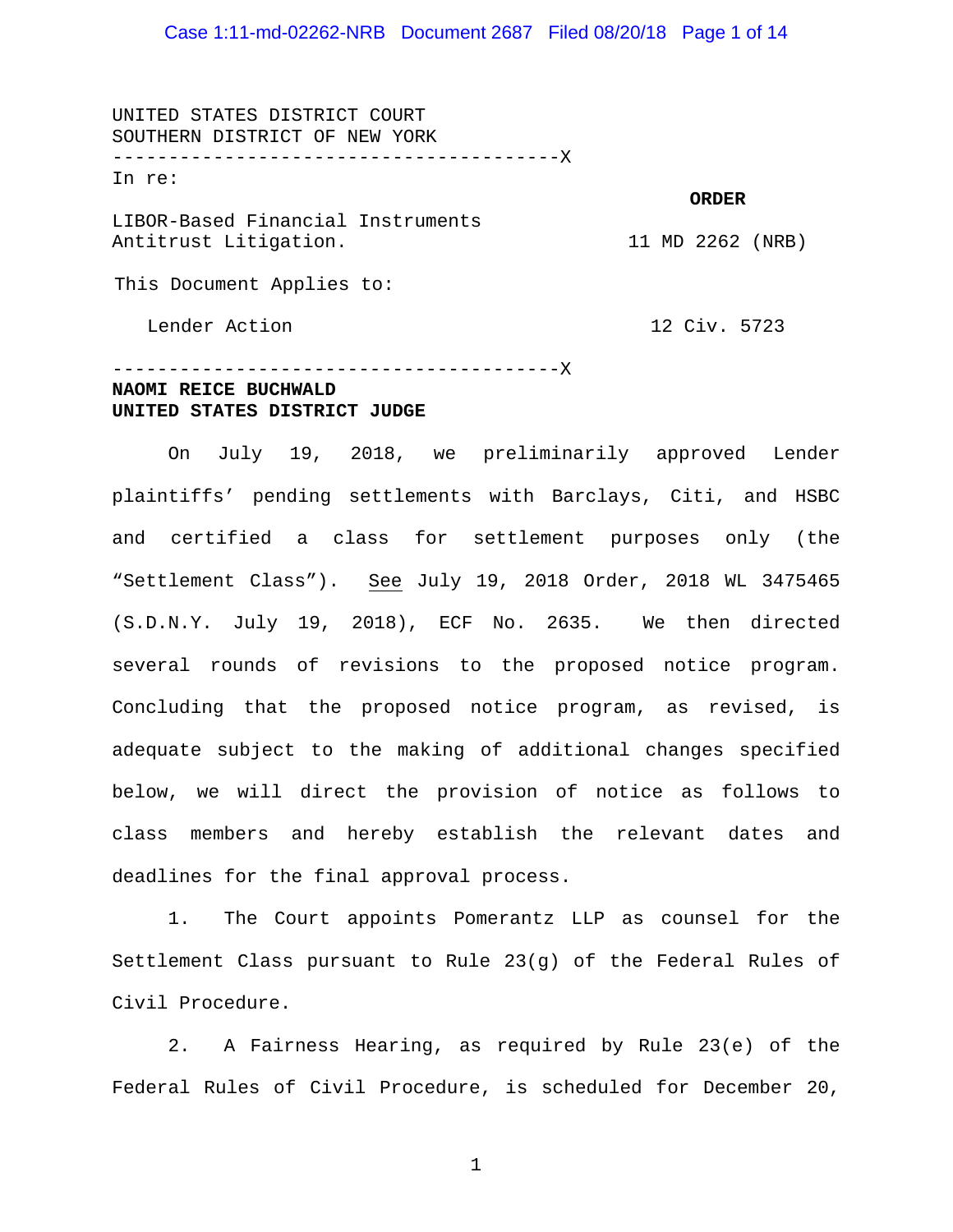UNITED STATES DISTRICT COURT
SOUTHERN DISTRICT OF NEW YORK

---------------------------------------X

In re:

LIBOR-Based Financial Instruments Antitrust Litigation.

**ORDER**

11 MD 2262 (NRB)

This Document Applies to:

Lender Action

12 Civ. 5723

---------------------------------------X

**NAOMI REICE BUCHWALD**
**UNITED STATES DISTRICT JUDGE**

On July 19, 2018, we preliminarily approved Lender plaintiffs' pending settlements with Barclays, Citi, and HSBC and certified a class for settlement purposes only (the "Settlement Class"). See July 19, 2018 Order, 2018 WL 3475465 (S.D.N.Y. July 19, 2018), ECF No. 2635. We then directed several rounds of revisions to the proposed notice program. Concluding that the proposed notice program, as revised, is adequate subject to the making of additional changes specified below, we will direct the provision of notice as follows to class members and hereby establish the relevant dates and deadlines for the final approval process.

1. The Court appoints Pomerantz LLP as counsel for the Settlement Class pursuant to Rule 23(g) of the Federal Rules of Civil Procedure.

2. A Fairness Hearing, as required by Rule 23(e) of the Federal Rules of Civil Procedure, is scheduled for December 20,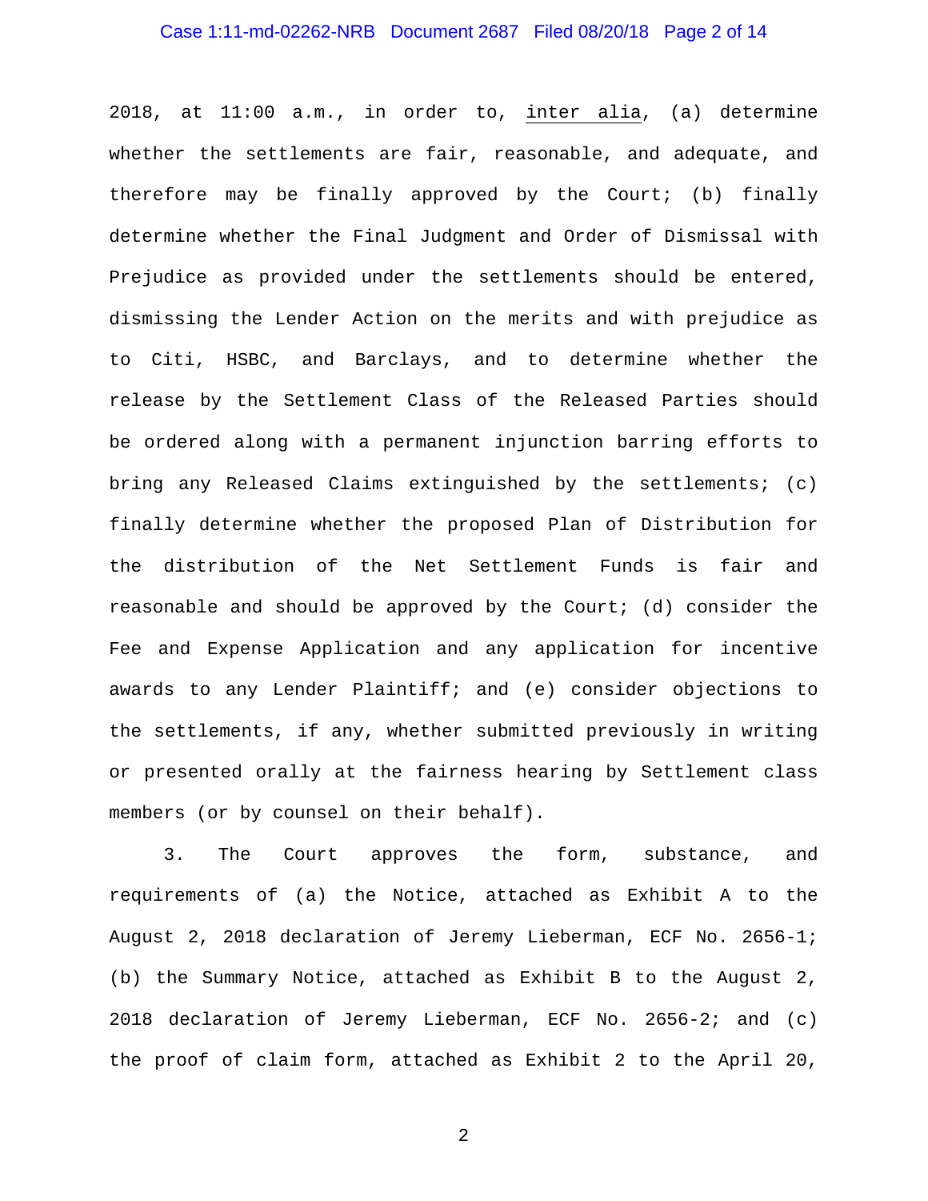2018, at 11:00 a.m., in order to, _inter alia_, (a) determine whether the settlements are fair, reasonable, and adequate, and therefore may be finally approved by the Court; (b) finally determine whether the Final Judgment and Order of Dismissal with Prejudice as provided under the settlements should be entered, dismissing the Lender Action on the merits and with prejudice as to Citi, HSBC, and Barclays, and to determine whether the release by the Settlement Class of the Released Parties should be ordered along with a permanent injunction barring efforts to bring any Released Claims extinguished by the settlements; (c) finally determine whether the proposed Plan of Distribution for the distribution of the Net Settlement Funds is fair and reasonable and should be approved by the Court; (d) consider the Fee and Expense Application and any application for incentive awards to any Lender Plaintiff; and (e) consider objections to the settlements, if any, whether submitted previously in writing or presented orally at the fairness hearing by Settlement class members (or by counsel on their behalf).

3. The Court approves the form, substance, and requirements of (a) the Notice, attached as Exhibit A to the August 2, 2018 declaration of Jeremy Lieberman, ECF No. 2656-1; (b) the Summary Notice, attached as Exhibit B to the August 2, 2018 declaration of Jeremy Lieberman, ECF No. 2656-2; and (c) the proof of claim form, attached as Exhibit 2 to the April 20,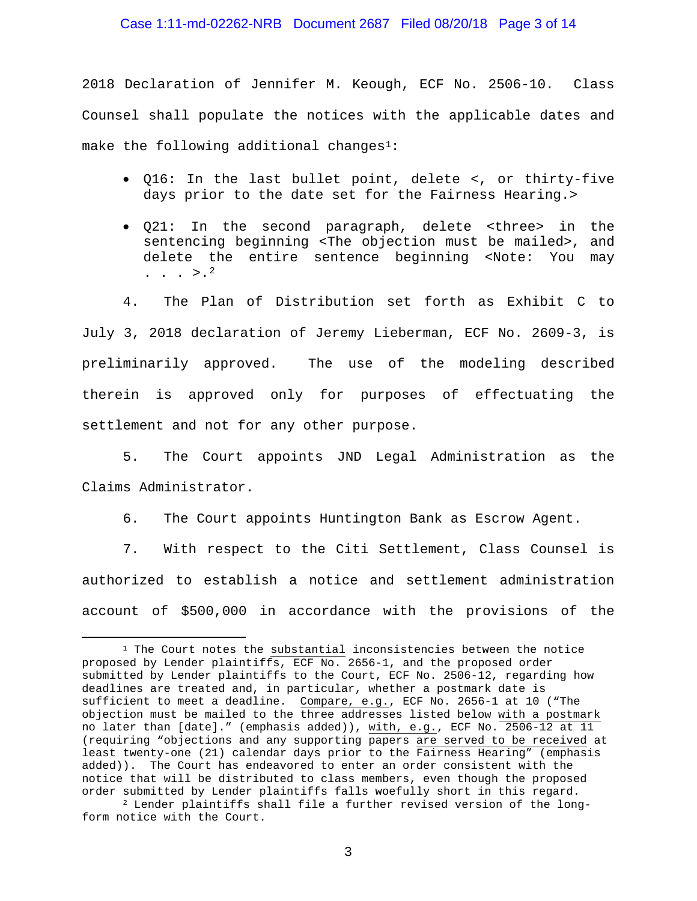2018 Declaration of Jennifer M. Keough, ECF No. 2506-10. Class Counsel shall populate the notices with the applicable dates and make the following additional changes[1]:

- Q16: In the last bullet point, delete <, or thirty-five days prior to the date set for the Fairness Hearing.>
- Q21: In the second paragraph, delete <three> in the sentencing beginning <The objection must be mailed>, and delete the entire sentence beginning <Note: You may . . . >.[2]

4. The Plan of Distribution set forth as Exhibit C to July 3, 2018 declaration of Jeremy Lieberman, ECF No. 2609-3, is preliminarily approved. The use of the modeling described therein is approved only for purposes of effectuating the settlement and not for any other purpose.

5. The Court appoints JND Legal Administration as the Claims Administrator.

6. The Court appoints Huntington Bank as Escrow Agent.

7. With respect to the Citi Settlement, Class Counsel is authorized to establish a notice and settlement administration account of $500,000 in accordance with the provisions of the

---

[1] The Court notes the substantial inconsistencies between the notice proposed by Lender plaintiffs, ECF No. 2656-1, and the proposed order submitted by Lender plaintiffs to the Court, ECF No. 2506-12, regarding how deadlines are treated and, in particular, whether a postmark date is sufficient to meet a deadline. Compare, e.g., ECF No. 2656-1 at 10 ("The objection must be mailed to the three addresses listed below with a postmark no later than [date]." (emphasis added)), with, e.g., ECF No. 2506-12 at 11 (requiring "objections and any supporting papers are served to be received at least twenty-one (21) calendar days prior to the Fairness Hearing" (emphasis added)). The Court has endeavored to enter an order consistent with the notice that will be distributed to class members, even though the proposed order submitted by Lender plaintiffs falls woefully short in this regard.

[2] Lender plaintiffs shall file a further revised version of the long-form notice with the Court.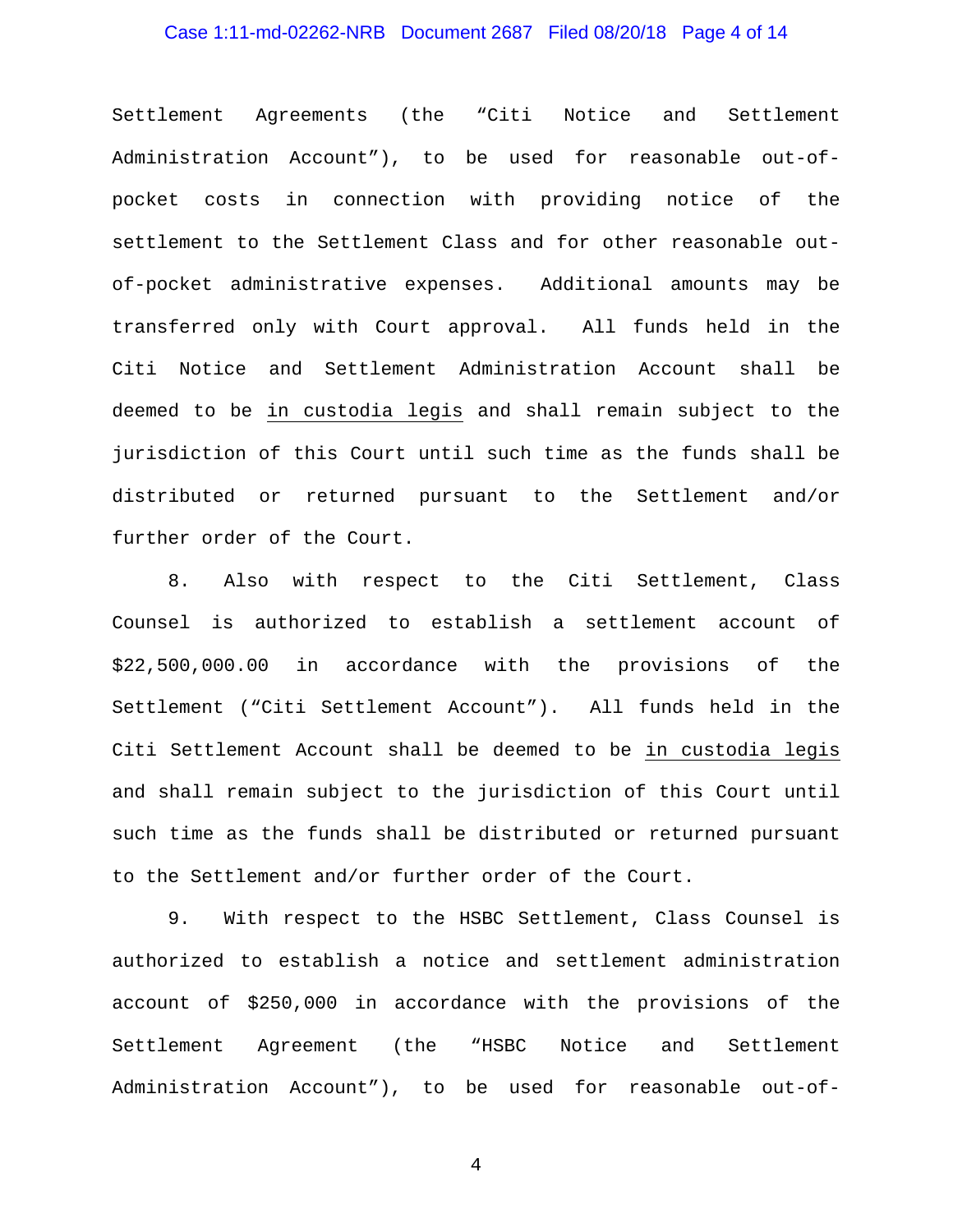Settlement Agreements (the "Citi Notice and Settlement Administration Account"), to be used for reasonable out-of-pocket costs in connection with providing notice of the settlement to the Settlement Class and for other reasonable out-of-pocket administrative expenses. Additional amounts may be transferred only with Court approval. All funds held in the Citi Notice and Settlement Administration Account shall be deemed to be in custodia legis and shall remain subject to the jurisdiction of this Court until such time as the funds shall be distributed or returned pursuant to the Settlement and/or further order of the Court.

8. Also with respect to the Citi Settlement, Class Counsel is authorized to establish a settlement account of $22,500,000.00 in accordance with the provisions of the Settlement ("Citi Settlement Account"). All funds held in the Citi Settlement Account shall be deemed to be in custodia legis and shall remain subject to the jurisdiction of this Court until such time as the funds shall be distributed or returned pursuant to the Settlement and/or further order of the Court.

9. With respect to the HSBC Settlement, Class Counsel is authorized to establish a notice and settlement administration account of $250,000 in accordance with the provisions of the Settlement Agreement (the "HSBC Notice and Settlement Administration Account"), to be used for reasonable out-of-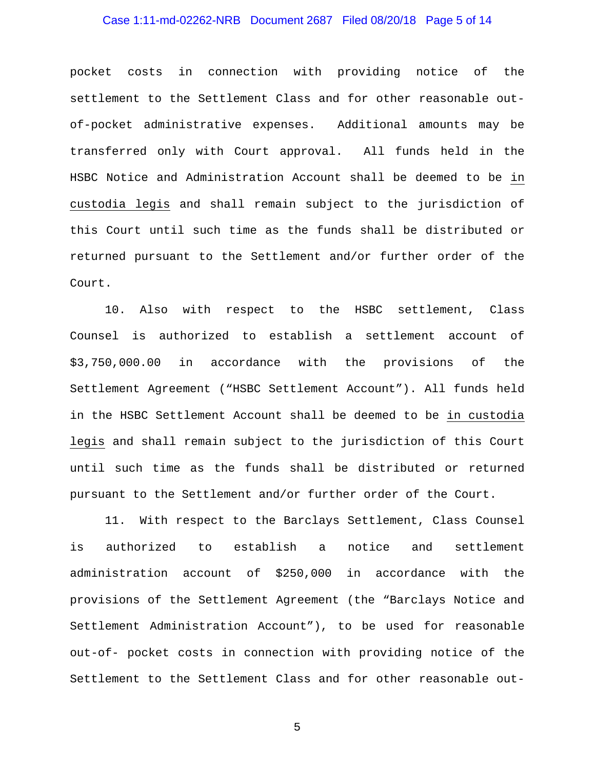pocket costs in connection with providing notice of the settlement to the Settlement Class and for other reasonable out-of-pocket administrative expenses. Additional amounts may be transferred only with Court approval. All funds held in the HSBC Notice and Administration Account shall be deemed to be in custodia legis and shall remain subject to the jurisdiction of this Court until such time as the funds shall be distributed or returned pursuant to the Settlement and/or further order of the Court.

10. Also with respect to the HSBC settlement, Class Counsel is authorized to establish a settlement account of $3,750,000.00 in accordance with the provisions of the Settlement Agreement ("HSBC Settlement Account"). All funds held in the HSBC Settlement Account shall be deemed to be in custodia legis and shall remain subject to the jurisdiction of this Court until such time as the funds shall be distributed or returned pursuant to the Settlement and/or further order of the Court.

11. With respect to the Barclays Settlement, Class Counsel is authorized to establish a notice and settlement administration account of $250,000 in accordance with the provisions of the Settlement Agreement (the "Barclays Notice and Settlement Administration Account"), to be used for reasonable out-of- pocket costs in connection with providing notice of the Settlement to the Settlement Class and for other reasonable out-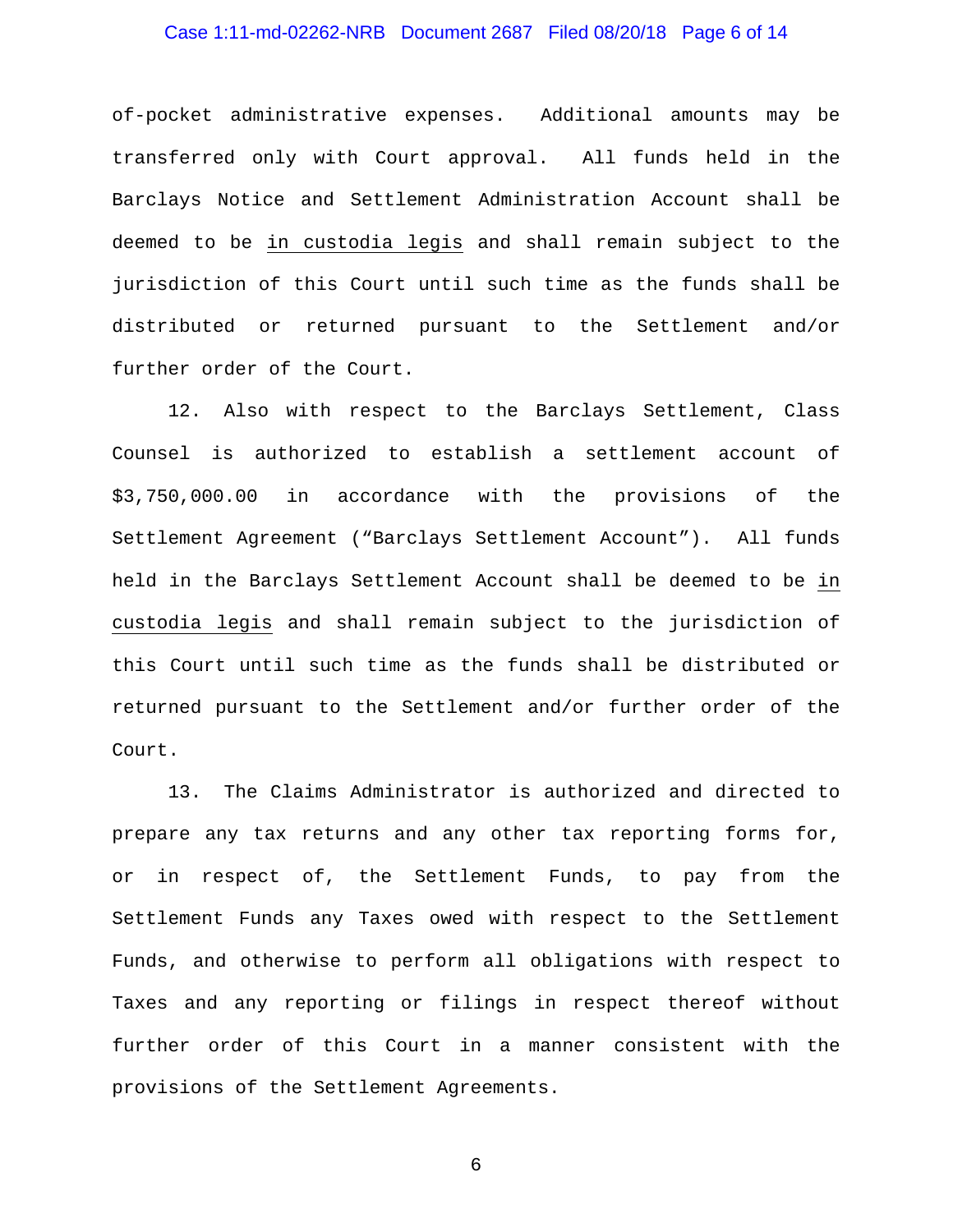of-pocket administrative expenses. Additional amounts may be transferred only with Court approval. All funds held in the Barclays Notice and Settlement Administration Account shall be deemed to be in custodia legis and shall remain subject to the jurisdiction of this Court until such time as the funds shall be distributed or returned pursuant to the Settlement and/or further order of the Court.

12. Also with respect to the Barclays Settlement, Class Counsel is authorized to establish a settlement account of $3,750,000.00 in accordance with the provisions of the Settlement Agreement ("Barclays Settlement Account"). All funds held in the Barclays Settlement Account shall be deemed to be in custodia legis and shall remain subject to the jurisdiction of this Court until such time as the funds shall be distributed or returned pursuant to the Settlement and/or further order of the Court.

13. The Claims Administrator is authorized and directed to prepare any tax returns and any other tax reporting forms for, or in respect of, the Settlement Funds, to pay from the Settlement Funds any Taxes owed with respect to the Settlement Funds, and otherwise to perform all obligations with respect to Taxes and any reporting or filings in respect thereof without further order of this Court in a manner consistent with the provisions of the Settlement Agreements.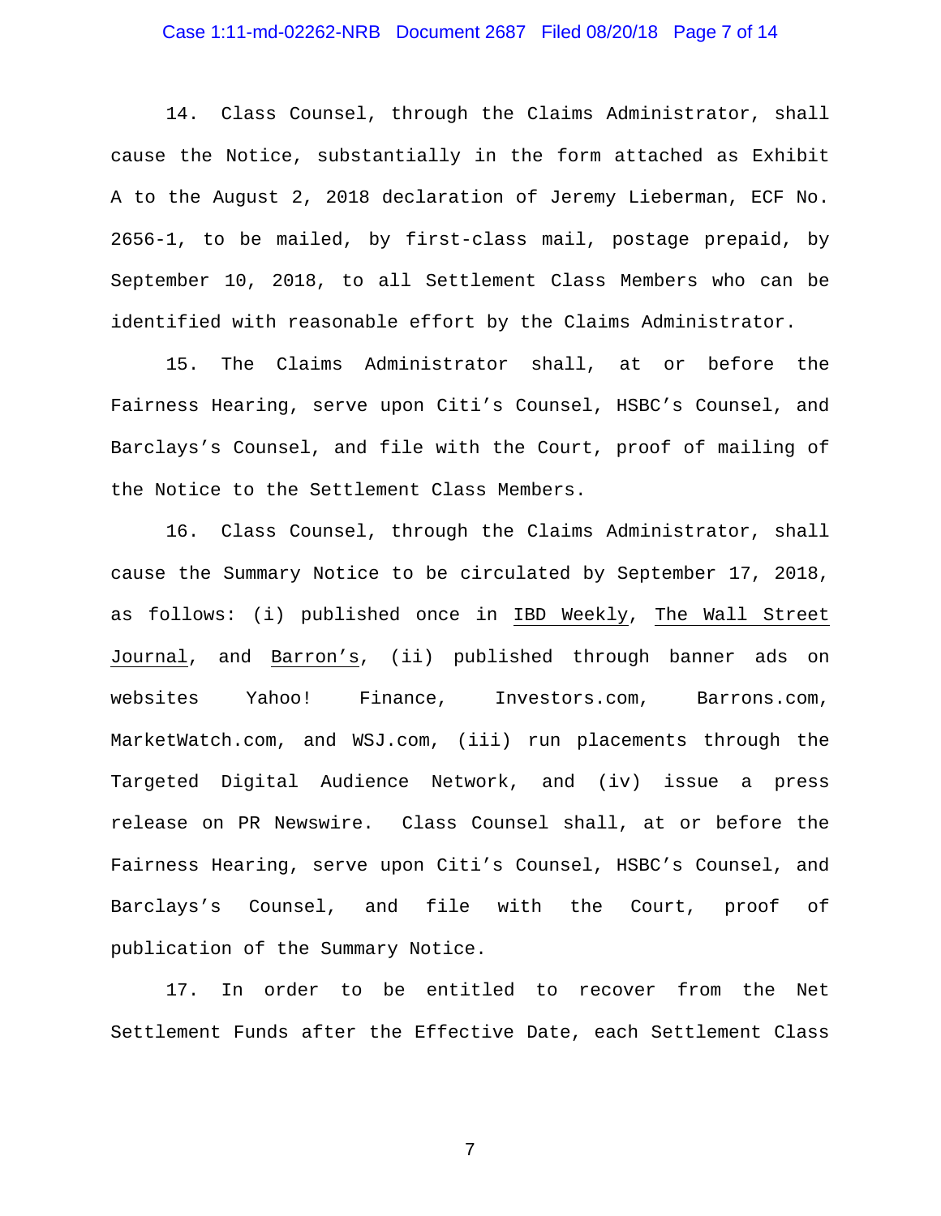14. Class Counsel, through the Claims Administrator, shall cause the Notice, substantially in the form attached as Exhibit A to the August 2, 2018 declaration of Jeremy Lieberman, ECF No. 2656-1, to be mailed, by first-class mail, postage prepaid, by September 10, 2018, to all Settlement Class Members who can be identified with reasonable effort by the Claims Administrator.

15. The Claims Administrator shall, at or before the Fairness Hearing, serve upon Citi's Counsel, HSBC's Counsel, and Barclays's Counsel, and file with the Court, proof of mailing of the Notice to the Settlement Class Members.

16. Class Counsel, through the Claims Administrator, shall cause the Summary Notice to be circulated by September 17, 2018, as follows: (i) published once in IBD Weekly, The Wall Street Journal, and Barron's, (ii) published through banner ads on websites Yahoo! Finance, Investors.com, Barrons.com, MarketWatch.com, and WSJ.com, (iii) run placements through the Targeted Digital Audience Network, and (iv) issue a press release on PR Newswire. Class Counsel shall, at or before the Fairness Hearing, serve upon Citi's Counsel, HSBC's Counsel, and Barclays's Counsel, and file with the Court, proof of publication of the Summary Notice.

17. In order to be entitled to recover from the Net Settlement Funds after the Effective Date, each Settlement Class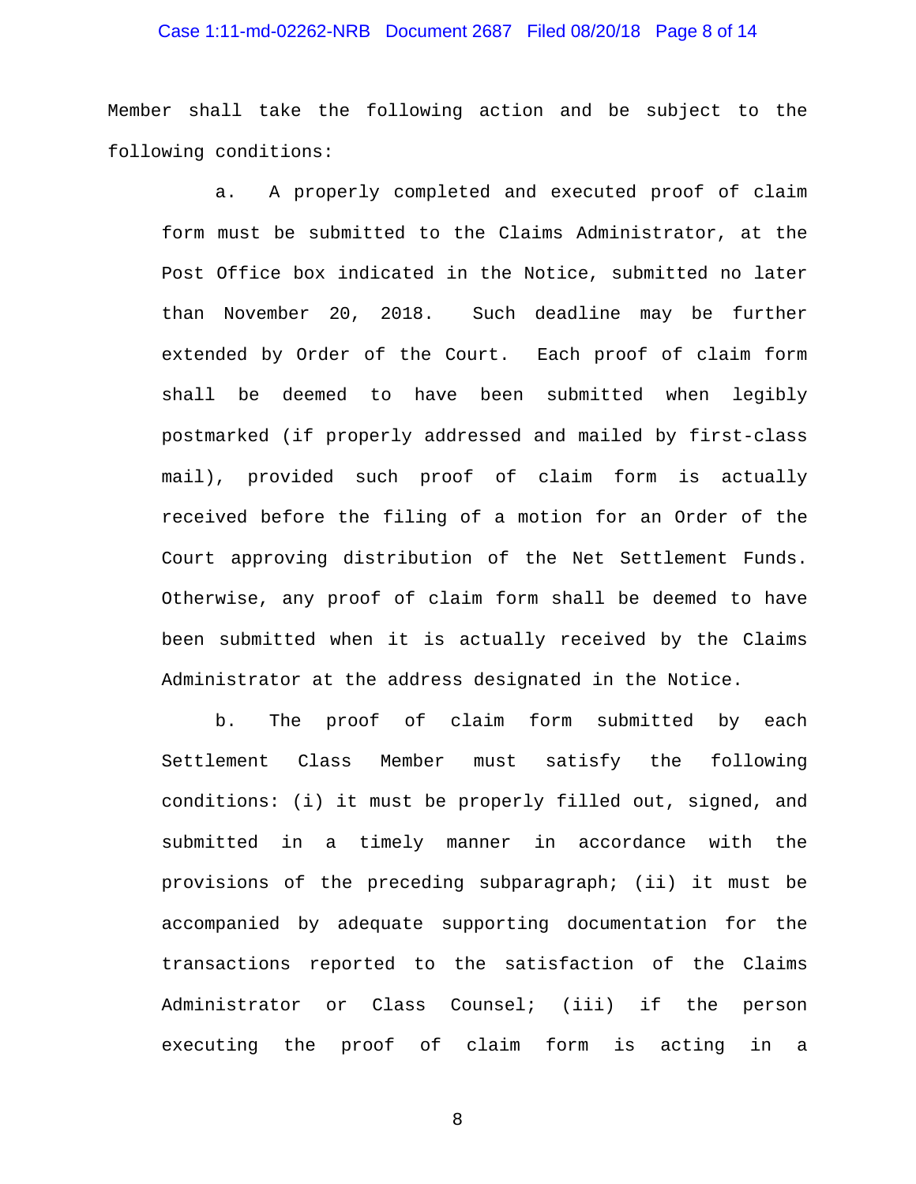Member shall take the following action and be subject to the following conditions:

a. A properly completed and executed proof of claim form must be submitted to the Claims Administrator, at the Post Office box indicated in the Notice, submitted no later than November 20, 2018. Such deadline may be further extended by Order of the Court. Each proof of claim form shall be deemed to have been submitted when legibly postmarked (if properly addressed and mailed by first-class mail), provided such proof of claim form is actually received before the filing of a motion for an Order of the Court approving distribution of the Net Settlement Funds. Otherwise, any proof of claim form shall be deemed to have been submitted when it is actually received by the Claims Administrator at the address designated in the Notice.

b. The proof of claim form submitted by each Settlement Class Member must satisfy the following conditions: (i) it must be properly filled out, signed, and submitted in a timely manner in accordance with the provisions of the preceding subparagraph; (ii) it must be accompanied by adequate supporting documentation for the transactions reported to the satisfaction of the Claims Administrator or Class Counsel; (iii) if the person executing the proof of claim form is acting in a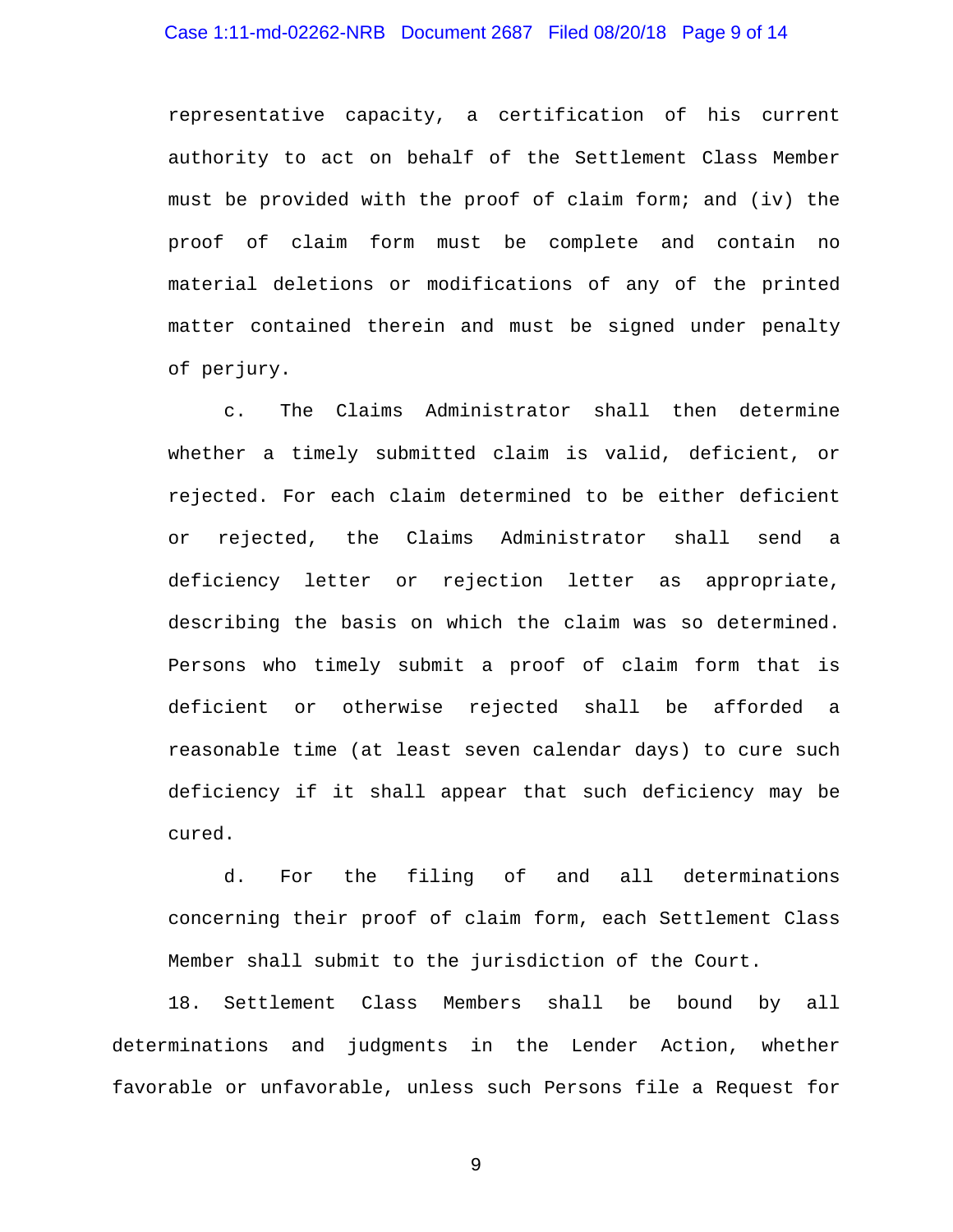representative capacity, a certification of his current authority to act on behalf of the Settlement Class Member must be provided with the proof of claim form; and (iv) the proof of claim form must be complete and contain no material deletions or modifications of any of the printed matter contained therein and must be signed under penalty of perjury.

c. The Claims Administrator shall then determine whether a timely submitted claim is valid, deficient, or rejected. For each claim determined to be either deficient or rejected, the Claims Administrator shall send a deficiency letter or rejection letter as appropriate, describing the basis on which the claim was so determined. Persons who timely submit a proof of claim form that is deficient or otherwise rejected shall be afforded a reasonable time (at least seven calendar days) to cure such deficiency if it shall appear that such deficiency may be cured.

d. For the filing of and all determinations concerning their proof of claim form, each Settlement Class Member shall submit to the jurisdiction of the Court.

18. Settlement Class Members shall be bound by all determinations and judgments in the Lender Action, whether favorable or unfavorable, unless such Persons file a Request for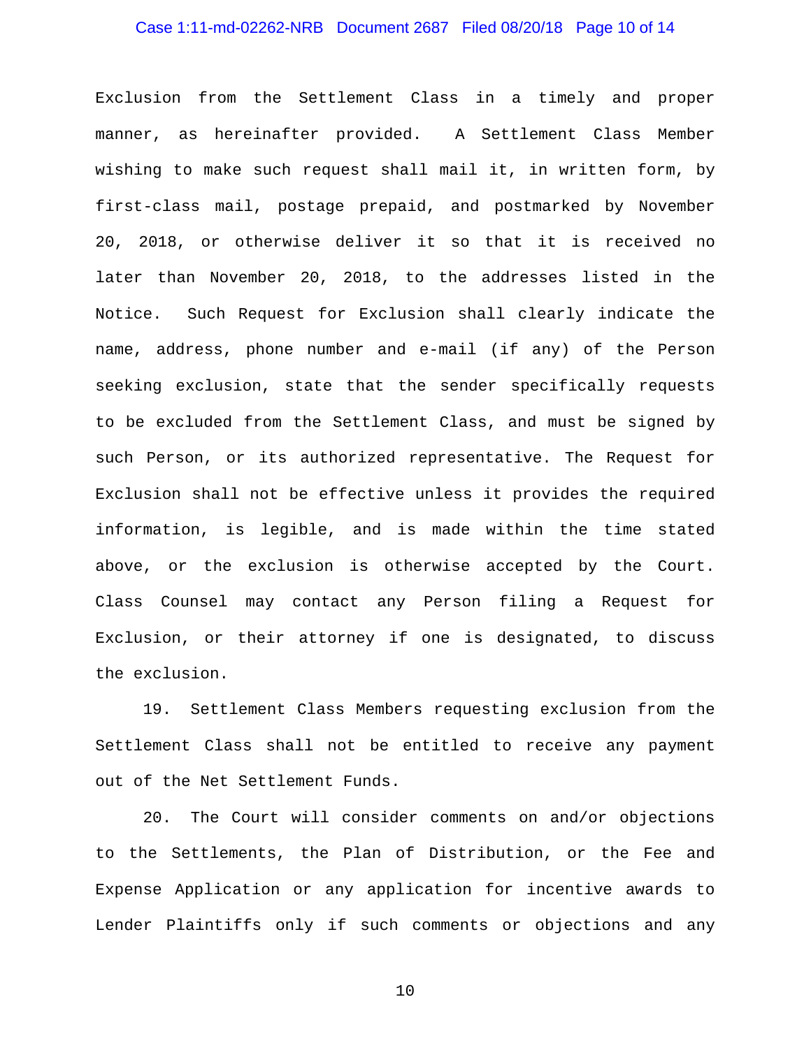Exclusion from the Settlement Class in a timely and proper manner, as hereinafter provided. A Settlement Class Member wishing to make such request shall mail it, in written form, by first-class mail, postage prepaid, and postmarked by November 20, 2018, or otherwise deliver it so that it is received no later than November 20, 2018, to the addresses listed in the Notice. Such Request for Exclusion shall clearly indicate the name, address, phone number and e-mail (if any) of the Person seeking exclusion, state that the sender specifically requests to be excluded from the Settlement Class, and must be signed by such Person, or its authorized representative. The Request for Exclusion shall not be effective unless it provides the required information, is legible, and is made within the time stated above, or the exclusion is otherwise accepted by the Court. Class Counsel may contact any Person filing a Request for Exclusion, or their attorney if one is designated, to discuss the exclusion.

19. Settlement Class Members requesting exclusion from the Settlement Class shall not be entitled to receive any payment out of the Net Settlement Funds.

20. The Court will consider comments on and/or objections to the Settlements, the Plan of Distribution, or the Fee and Expense Application or any application for incentive awards to Lender Plaintiffs only if such comments or objections and any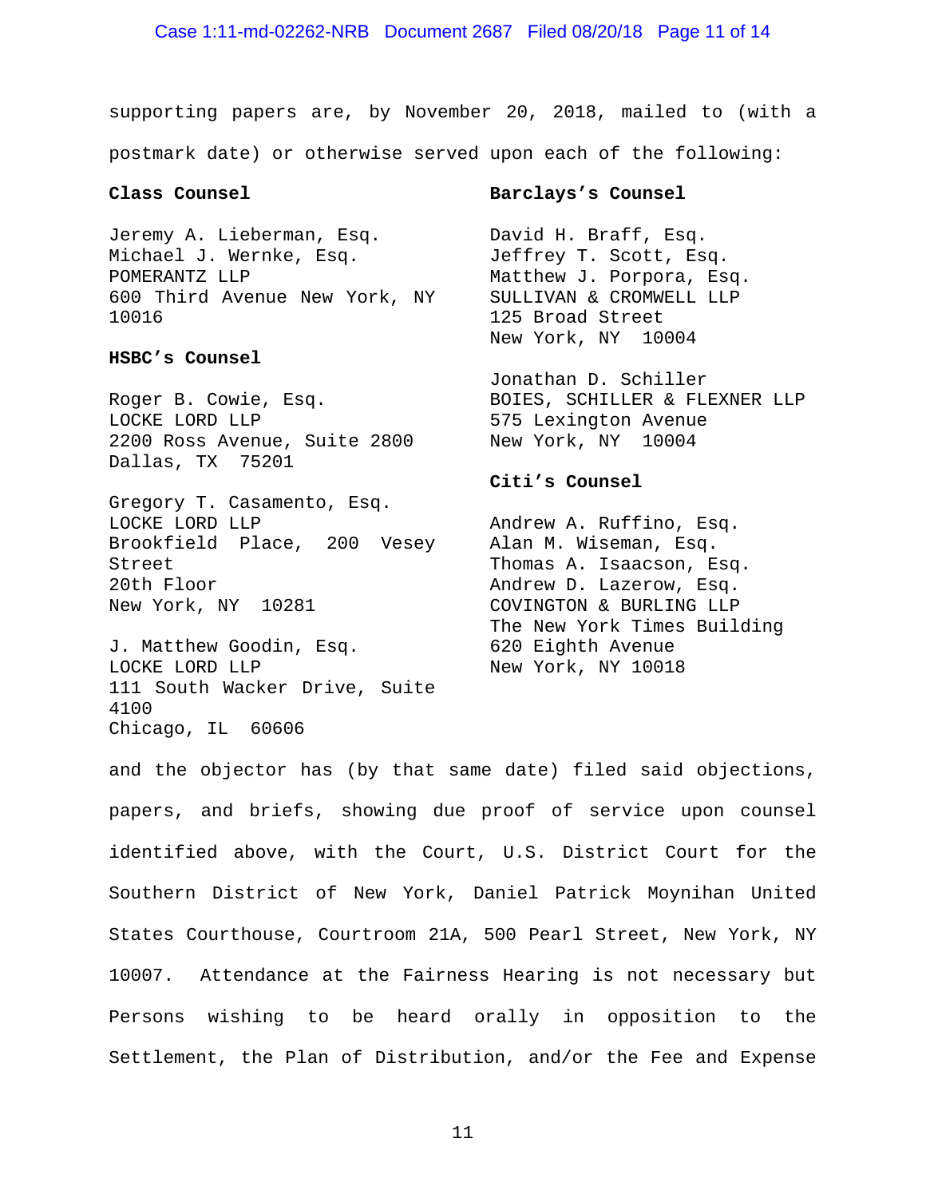supporting papers are, by November 20, 2018, mailed to (with a postmark date) or otherwise served upon each of the following:

**Class Counsel**

Jeremy A. Lieberman, Esq.
Michael J. Wernke, Esq.
POMERANTZ LLP
600 Third Avenue New York, NY 10016

**HSBC's Counsel**

Roger B. Cowie, Esq.
LOCKE LORD LLP
2200 Ross Avenue, Suite 2800
Dallas, TX 75201

Gregory T. Casamento, Esq.
LOCKE LORD LLP
Brookfield Place, 200 Vesey Street
20th Floor
New York, NY 10281

J. Matthew Goodin, Esq.
LOCKE LORD LLP
111 South Wacker Drive, Suite 4100
Chicago, IL 60606

**Barclays's Counsel**

David H. Braff, Esq.
Jeffrey T. Scott, Esq.
Matthew J. Porpora, Esq.
SULLIVAN & CROMWELL LLP
125 Broad Street
New York, NY 10004

Jonathan D. Schiller
BOIES, SCHILLER & FLEXNER LLP
575 Lexington Avenue
New York, NY 10004

**Citi's Counsel**

Andrew A. Ruffino, Esq.
Alan M. Wiseman, Esq.
Thomas A. Isaacson, Esq.
Andrew D. Lazerow, Esq.
COVINGTON & BURLING LLP
The New York Times Building
620 Eighth Avenue
New York, NY 10018

and the objector has (by that same date) filed said objections, papers, and briefs, showing due proof of service upon counsel identified above, with the Court, U.S. District Court for the Southern District of New York, Daniel Patrick Moynihan United States Courthouse, Courtroom 21A, 500 Pearl Street, New York, NY 10007. Attendance at the Fairness Hearing is not necessary but Persons wishing to be heard orally in opposition to the Settlement, the Plan of Distribution, and/or the Fee and Expense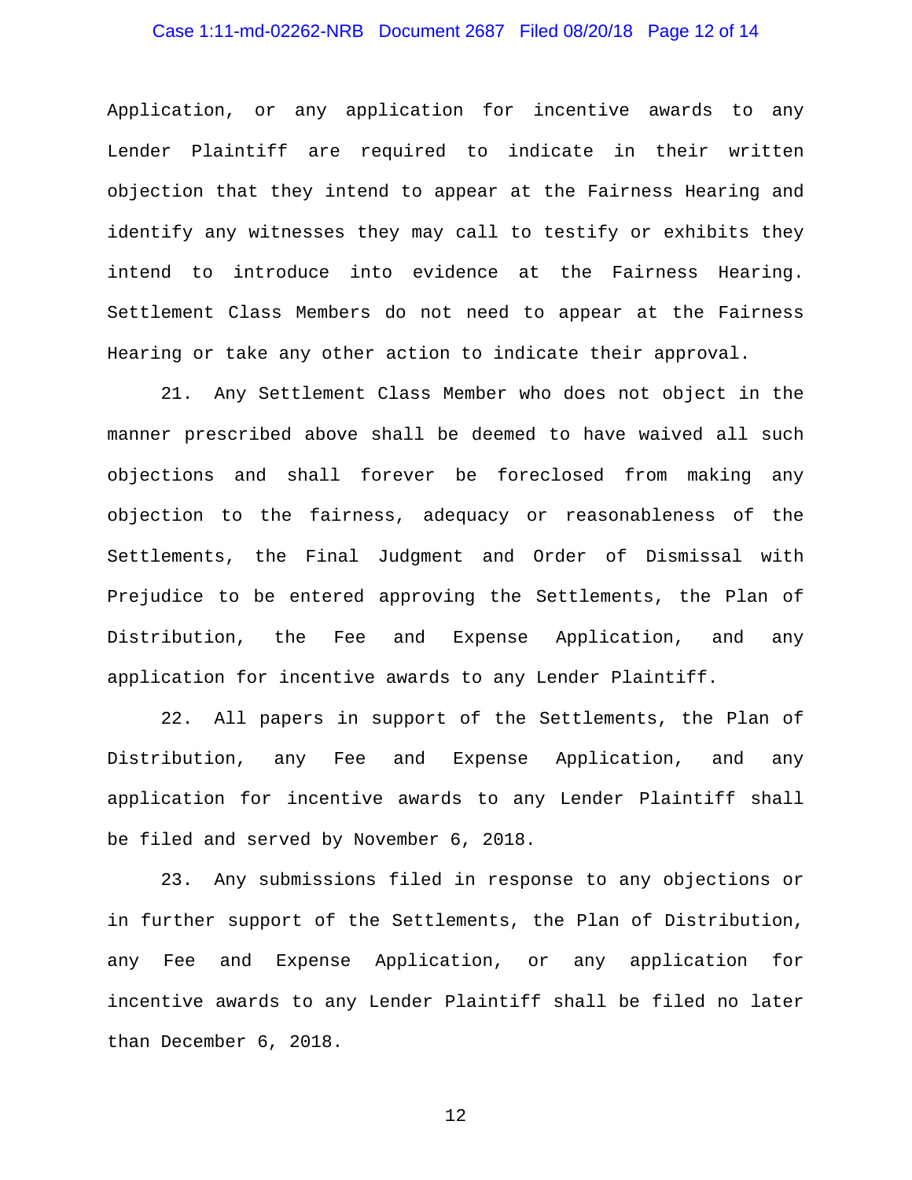Application, or any application for incentive awards to any Lender Plaintiff are required to indicate in their written objection that they intend to appear at the Fairness Hearing and identify any witnesses they may call to testify or exhibits they intend to introduce into evidence at the Fairness Hearing. Settlement Class Members do not need to appear at the Fairness Hearing or take any other action to indicate their approval.

21. Any Settlement Class Member who does not object in the manner prescribed above shall be deemed to have waived all such objections and shall forever be foreclosed from making any objection to the fairness, adequacy or reasonableness of the Settlements, the Final Judgment and Order of Dismissal with Prejudice to be entered approving the Settlements, the Plan of Distribution, the Fee and Expense Application, and any application for incentive awards to any Lender Plaintiff.

22. All papers in support of the Settlements, the Plan of Distribution, any Fee and Expense Application, and any application for incentive awards to any Lender Plaintiff shall be filed and served by November 6, 2018.

23. Any submissions filed in response to any objections or in further support of the Settlements, the Plan of Distribution, any Fee and Expense Application, or any application for incentive awards to any Lender Plaintiff shall be filed no later than December 6, 2018.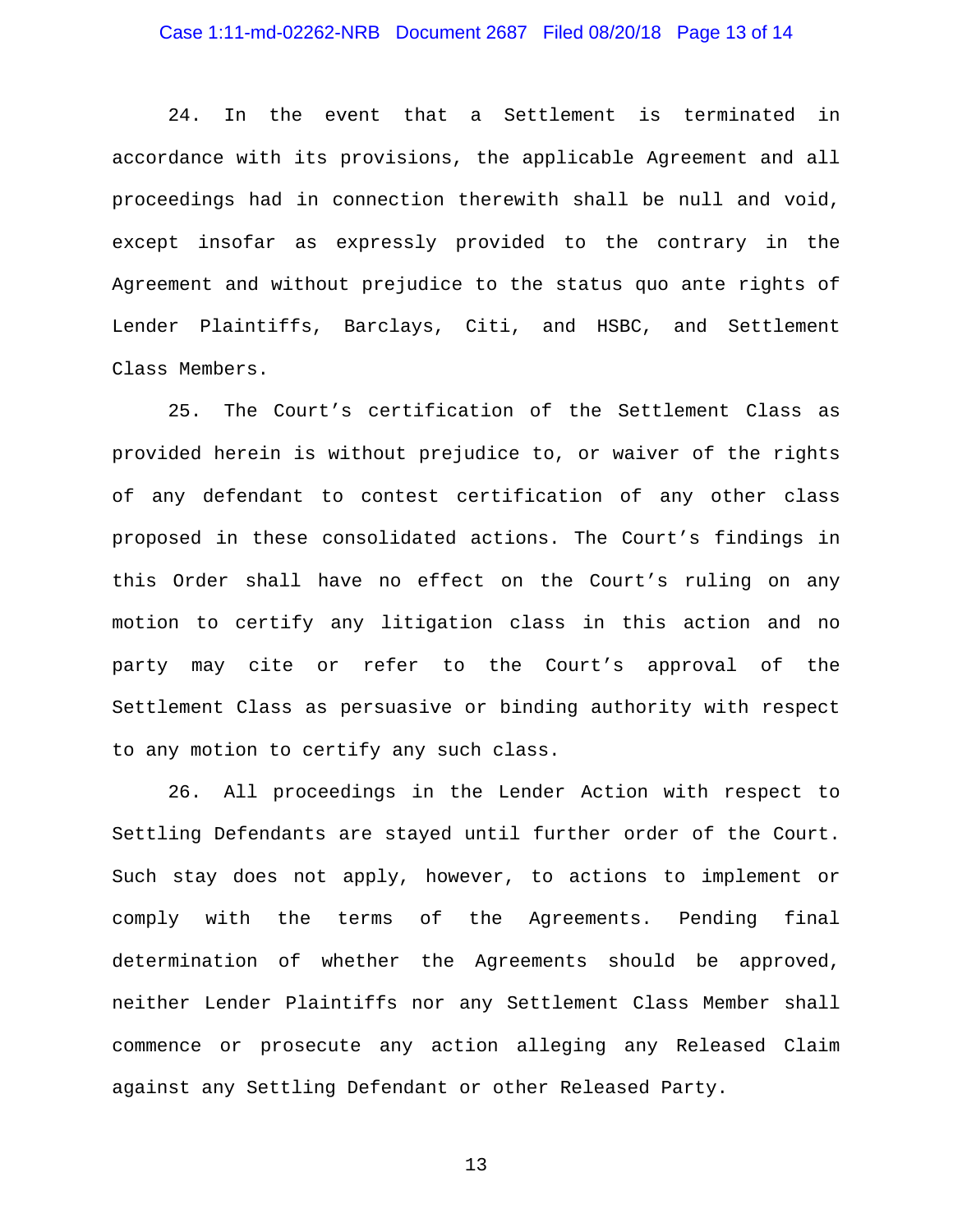24. In the event that a Settlement is terminated in accordance with its provisions, the applicable Agreement and all proceedings had in connection therewith shall be null and void, except insofar as expressly provided to the contrary in the Agreement and without prejudice to the status quo ante rights of Lender Plaintiffs, Barclays, Citi, and HSBC, and Settlement Class Members.

25. The Court's certification of the Settlement Class as provided herein is without prejudice to, or waiver of the rights of any defendant to contest certification of any other class proposed in these consolidated actions. The Court's findings in this Order shall have no effect on the Court's ruling on any motion to certify any litigation class in this action and no party may cite or refer to the Court's approval of the Settlement Class as persuasive or binding authority with respect to any motion to certify any such class.

26. All proceedings in the Lender Action with respect to Settling Defendants are stayed until further order of the Court. Such stay does not apply, however, to actions to implement or comply with the terms of the Agreements. Pending final determination of whether the Agreements should be approved, neither Lender Plaintiffs nor any Settlement Class Member shall commence or prosecute any action alleging any Released Claim against any Settling Defendant or other Released Party.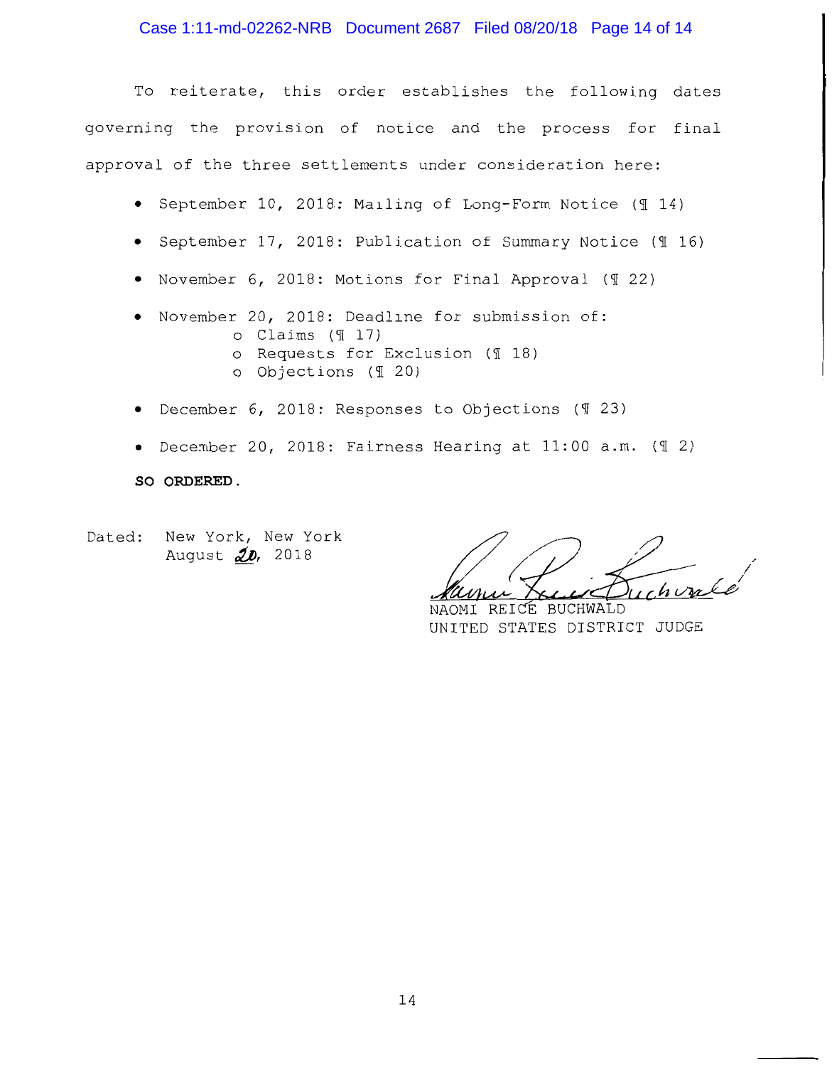To reiterate, this order establishes the following dates governing the provision of notice and the process for final approval of the three settlements under consideration here:

- September 10, 2018: Mailing of Long-Form Notice (¶ 14)
- September 17, 2018: Publication of Summary Notice (¶ 16)
- November 6, 2018: Motions for Final Approval (¶ 22)
- November 20, 2018: Deadline for submission of:
  - Claims (¶ 17)
  - Requests for Exclusion (¶ 18)
  - Objections (¶ 20)
- December 6, 2018: Responses to Objections (¶ 23)
- December 20, 2018: Fairness Hearing at 11:00 a.m. (¶ 2)

**SO ORDERED.**

Dated: New York, New York
August 20, 2018

NAOMI REICE BUCHWALD
UNITED STATES DISTRICT JUDGE